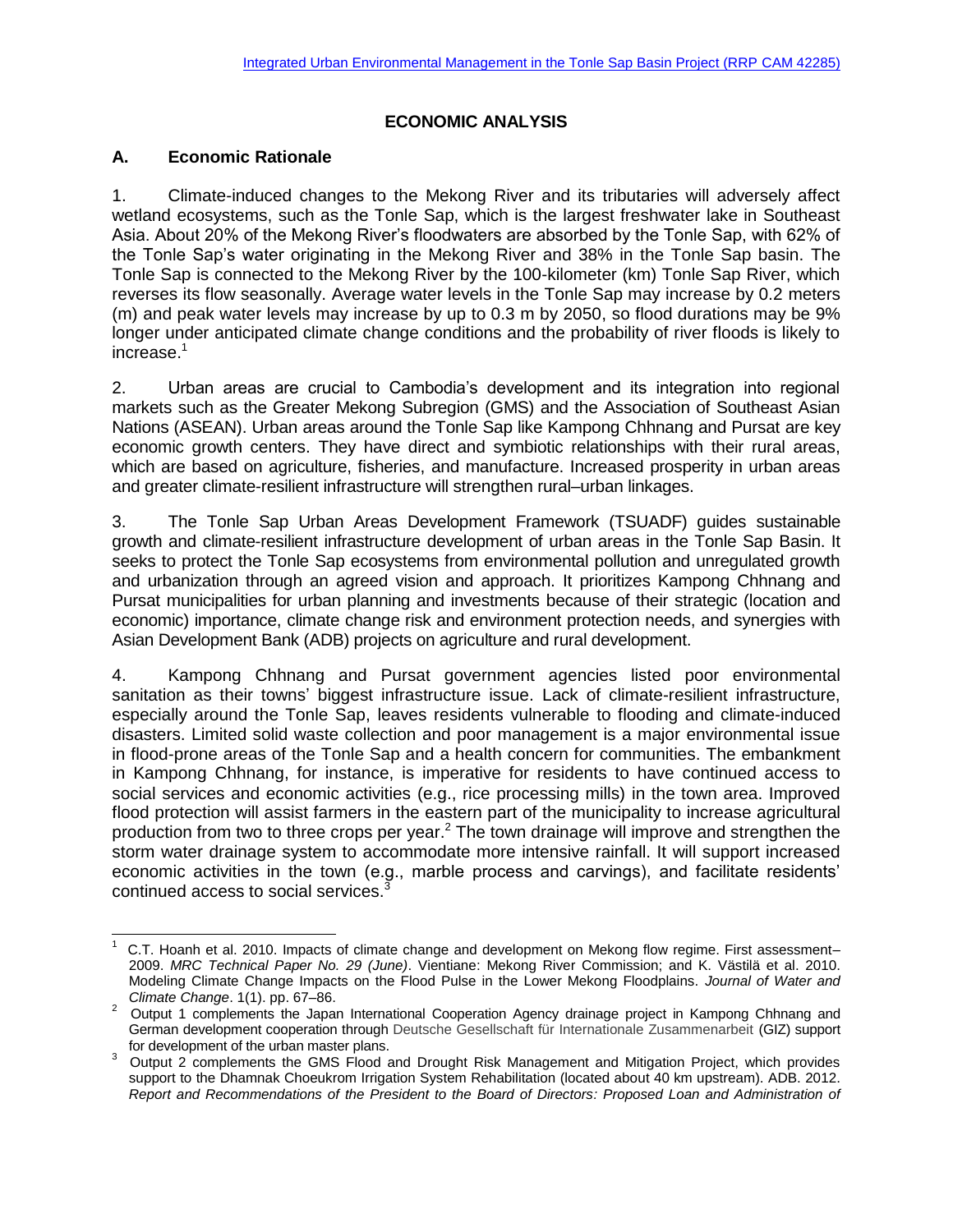# ECONOMIC ANALYSIS

## A. Economic Rationale

1. Climate-induced changes to the Mekong River and its tributaries will adversely affect wetland ecosystems, such as the Tonle Sap, which is the largest freshwater lake in Southeast Asia. About 20% of the Mekong River's floodwaters are absorbed by the Tonle Sap, with 62% of the Tonle Sap's water originating in the Mekong River and 38% in the Tonle Sap basin. The Tonle Sap is connected to the Mekong River by the 100-kilometer (km) Tonle Sap River, which reverses its flow seasonally. Average water levels in the Tonle Sap may increase by 0.2 meters (m) and peak water levels may increase by up to 0.3 m by 2050, so flood durations may be 9% longer under anticipated climate change conditions and the probability of river floods is likely to increase.[1]

2. Urban areas are crucial to Cambodia's development and its integration into regional markets such as the Greater Mekong Subregion (GMS) and the Association of Southeast Asian Nations (ASEAN). Urban areas around the Tonle Sap like Kampong Chhnang and Pursat are key economic growth centers. They have direct and symbiotic relationships with their rural areas, which are based on agriculture, fisheries, and manufacture. Increased prosperity in urban areas and greater climate-resilient infrastructure will strengthen rural–urban linkages.

3. The Tonle Sap Urban Areas Development Framework (TSUADF) guides sustainable growth and climate-resilient infrastructure development of urban areas in the Tonle Sap Basin. It seeks to protect the Tonle Sap ecosystems from environmental pollution and unregulated growth and urbanization through an agreed vision and approach. It prioritizes Kampong Chhnang and Pursat municipalities for urban planning and investments because of their strategic (location and economic) importance, climate change risk and environment protection needs, and synergies with Asian Development Bank (ADB) projects on agriculture and rural development.

4. Kampong Chhnang and Pursat government agencies listed poor environmental sanitation as their towns' biggest infrastructure issue. Lack of climate-resilient infrastructure, especially around the Tonle Sap, leaves residents vulnerable to flooding and climate-induced disasters. Limited solid waste collection and poor management is a major environmental issue in flood-prone areas of the Tonle Sap and a health concern for communities. The embankment in Kampong Chhnang, for instance, is imperative for residents to have continued access to social services and economic activities (e.g., rice processing mills) in the town area. Improved flood protection will assist farmers in the eastern part of the municipality to increase agricultural production from two to three crops per year.[2] The town drainage will improve and strengthen the storm water drainage system to accommodate more intensive rainfall. It will support increased economic activities in the town (e.g., marble process and carvings), and facilitate residents' continued access to social services.[3]

---

[1] C.T. Hoanh et al. 2010. Impacts of climate change and development on Mekong flow regime. First assessment–2009. *MRC Technical Paper No. 29 (June)*. Vientiane: Mekong River Commission; and K. Västilä et al. 2010. Modeling Climate Change Impacts on the Flood Pulse in the Lower Mekong Floodplains. *Journal of Water and Climate Change*. 1(1). pp. 67–86.

[2] Output 1 complements the Japan International Cooperation Agency drainage project in Kampong Chhnang and German development cooperation through Deutsche Gesellschaft für Internationale Zusammenarbeit (GIZ) support for development of the urban master plans.

[3] Output 2 complements the GMS Flood and Drought Risk Management and Mitigation Project, which provides support to the Dhamnak Choeukrom Irrigation System Rehabilitation (located about 40 km upstream). ADB. 2012. *Report and Recommendations of the President to the Board of Directors: Proposed Loan and Administration of*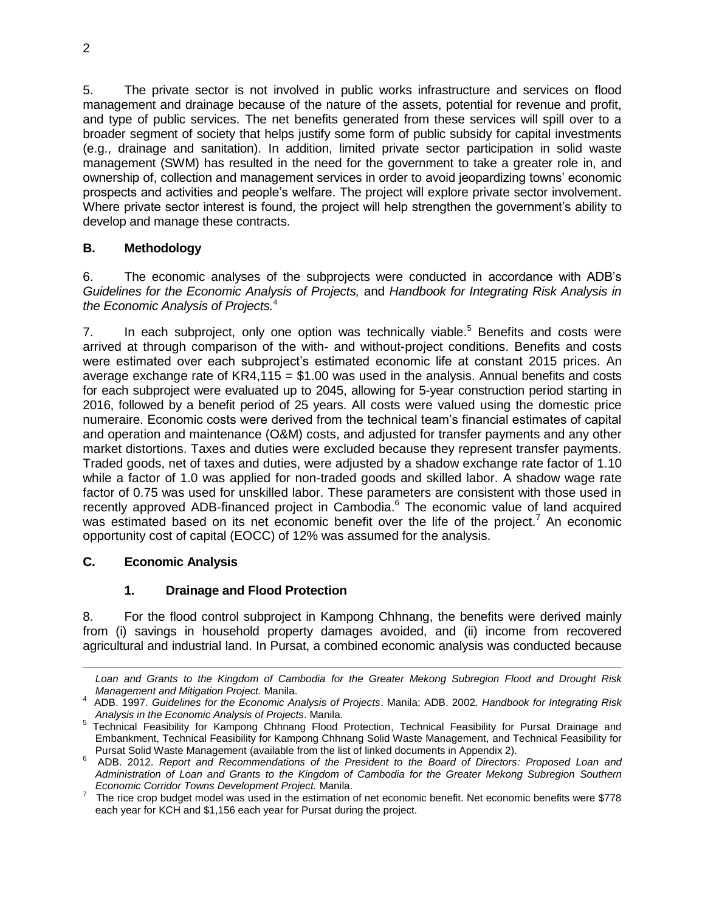5. The private sector is not involved in public works infrastructure and services on flood management and drainage because of the nature of the assets, potential for revenue and profit, and type of public services. The net benefits generated from these services will spill over to a broader segment of society that helps justify some form of public subsidy for capital investments (e.g., drainage and sanitation). In addition, limited private sector participation in solid waste management (SWM) has resulted in the need for the government to take a greater role in, and ownership of, collection and management services in order to avoid jeopardizing towns' economic prospects and activities and people's welfare. The project will explore private sector involvement. Where private sector interest is found, the project will help strengthen the government's ability to develop and manage these contracts.

## B. Methodology

6. The economic analyses of the subprojects were conducted in accordance with ADB's *Guidelines for the Economic Analysis of Projects,* and *Handbook for Integrating Risk Analysis in the Economic Analysis of Projects.*[4]

7. In each subproject, only one option was technically viable.[5] Benefits and costs were arrived at through comparison of the with- and without-project conditions. Benefits and costs were estimated over each subproject's estimated economic life at constant 2015 prices. An average exchange rate of KR4,115 = $1.00 was used in the analysis. Annual benefits and costs for each subproject were evaluated up to 2045, allowing for 5-year construction period starting in 2016, followed by a benefit period of 25 years. All costs were valued using the domestic price numeraire. Economic costs were derived from the technical team's financial estimates of capital and operation and maintenance (O&M) costs, and adjusted for transfer payments and any other market distortions. Taxes and duties were excluded because they represent transfer payments. Traded goods, net of taxes and duties, were adjusted by a shadow exchange rate factor of 1.10 while a factor of 1.0 was applied for non-traded goods and skilled labor. A shadow wage rate factor of 0.75 was used for unskilled labor. These parameters are consistent with those used in recently approved ADB-financed project in Cambodia.[6] The economic value of land acquired was estimated based on its net economic benefit over the life of the project.[7] An economic opportunity cost of capital (EOCC) of 12% was assumed for the analysis.

## C. Economic Analysis

### 1. Drainage and Flood Protection

8. For the flood control subproject in Kampong Chhnang, the benefits were derived mainly from (i) savings in household property damages avoided, and (ii) income from recovered agricultural and industrial land. In Pursat, a combined economic analysis was conducted because

---

*Loan and Grants to the Kingdom of Cambodia for the Greater Mekong Subregion Flood and Drought Risk Management and Mitigation Project.* Manila.

[4] ADB. 1997. *Guidelines for the Economic Analysis of Projects*. Manila; ADB. 2002. *Handbook for Integrating Risk Analysis in the Economic Analysis of Projects*. Manila.

[5] Technical Feasibility for Kampong Chhnang Flood Protection, Technical Feasibility for Pursat Drainage and Embankment, Technical Feasibility for Kampong Chhnang Solid Waste Management, and Technical Feasibility for Pursat Solid Waste Management (available from the list of linked documents in Appendix 2).

[6] ADB. 2012. *Report and Recommendations of the President to the Board of Directors: Proposed Loan and Administration of Loan and Grants to the Kingdom of Cambodia for the Greater Mekong Subregion Southern Economic Corridor Towns Development Project.* Manila.

[7] The rice crop budget model was used in the estimation of net economic benefit. Net economic benefits were $778 each year for KCH and $1,156 each year for Pursat during the project.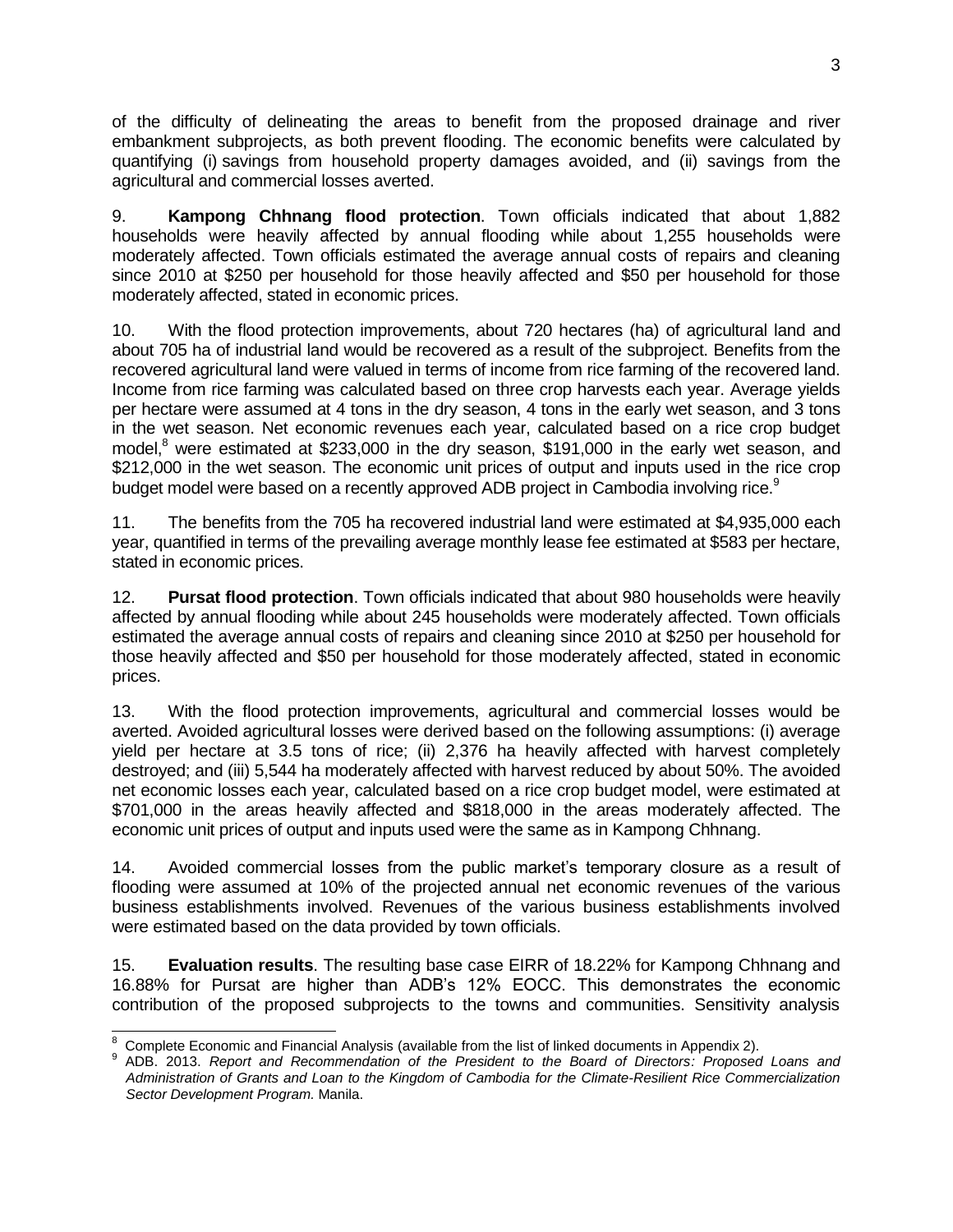of the difficulty of delineating the areas to benefit from the proposed drainage and river embankment subprojects, as both prevent flooding. The economic benefits were calculated by quantifying (i) savings from household property damages avoided, and (ii) savings from the agricultural and commercial losses averted.

9. **Kampong Chhnang flood protection**. Town officials indicated that about 1,882 households were heavily affected by annual flooding while about 1,255 households were moderately affected. Town officials estimated the average annual costs of repairs and cleaning since 2010 at $250 per household for those heavily affected and $50 per household for those moderately affected, stated in economic prices.

10. With the flood protection improvements, about 720 hectares (ha) of agricultural land and about 705 ha of industrial land would be recovered as a result of the subproject. Benefits from the recovered agricultural land were valued in terms of income from rice farming of the recovered land. Income from rice farming was calculated based on three crop harvests each year. Average yields per hectare were assumed at 4 tons in the dry season, 4 tons in the early wet season, and 3 tons in the wet season. Net economic revenues each year, calculated based on a rice crop budget model,[8] were estimated at $233,000 in the dry season, $191,000 in the early wet season, and $212,000 in the wet season. The economic unit prices of output and inputs used in the rice crop budget model were based on a recently approved ADB project in Cambodia involving rice.[9]

11. The benefits from the 705 ha recovered industrial land were estimated at $4,935,000 each year, quantified in terms of the prevailing average monthly lease fee estimated at $583 per hectare, stated in economic prices.

12. **Pursat flood protection**. Town officials indicated that about 980 households were heavily affected by annual flooding while about 245 households were moderately affected. Town officials estimated the average annual costs of repairs and cleaning since 2010 at $250 per household for those heavily affected and $50 per household for those moderately affected, stated in economic prices.

13. With the flood protection improvements, agricultural and commercial losses would be averted. Avoided agricultural losses were derived based on the following assumptions: (i) average yield per hectare at 3.5 tons of rice; (ii) 2,376 ha heavily affected with harvest completely destroyed; and (iii) 5,544 ha moderately affected with harvest reduced by about 50%. The avoided net economic losses each year, calculated based on a rice crop budget model, were estimated at $701,000 in the areas heavily affected and $818,000 in the areas moderately affected. The economic unit prices of output and inputs used were the same as in Kampong Chhnang.

14. Avoided commercial losses from the public market's temporary closure as a result of flooding were assumed at 10% of the projected annual net economic revenues of the various business establishments involved. Revenues of the various business establishments involved were estimated based on the data provided by town officials.

15. **Evaluation results**. The resulting base case EIRR of 18.22% for Kampong Chhnang and 16.88% for Pursat are higher than ADB's 12% EOCC. This demonstrates the economic contribution of the proposed subprojects to the towns and communities. Sensitivity analysis

---

[8] Complete Economic and Financial Analysis (available from the list of linked documents in Appendix 2).

[9] ADB. 2013. *Report and Recommendation of the President to the Board of Directors: Proposed Loans and Administration of Grants and Loan to the Kingdom of Cambodia for the Climate-Resilient Rice Commercialization Sector Development Program.* Manila.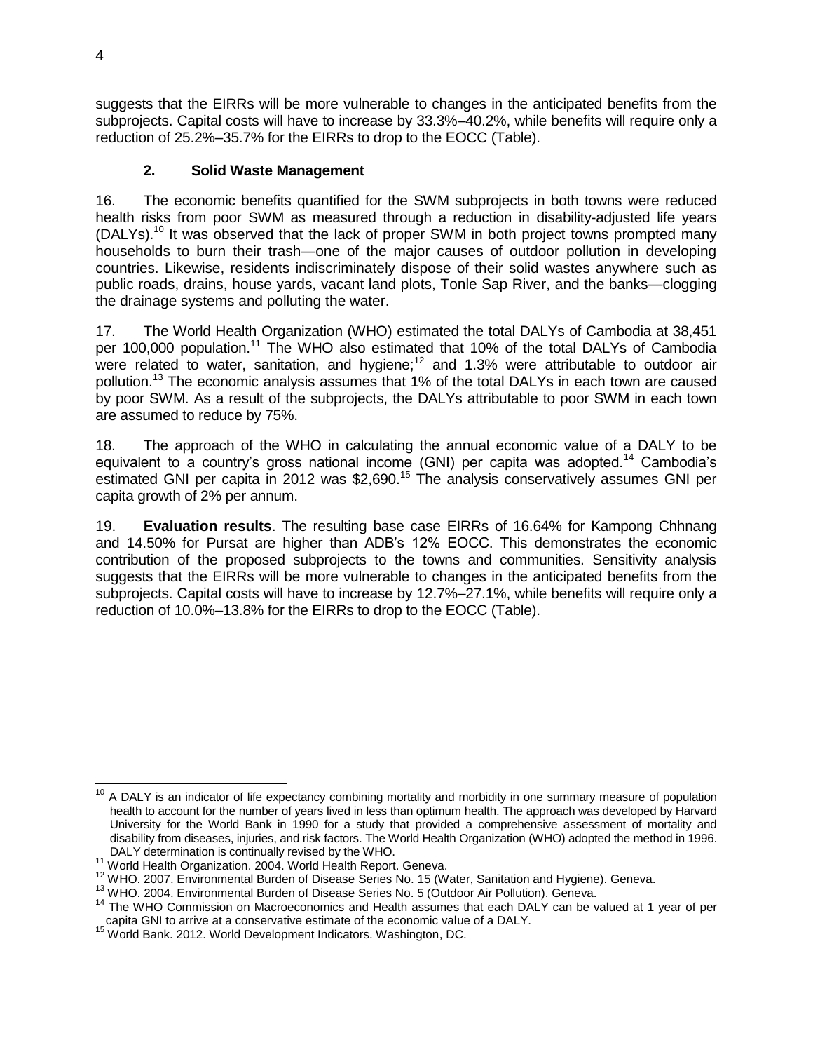suggests that the EIRRs will be more vulnerable to changes in the anticipated benefits from the subprojects. Capital costs will have to increase by 33.3%–40.2%, while benefits will require only a reduction of 25.2%–35.7% for the EIRRs to drop to the EOCC (Table).

### 2. Solid Waste Management

16. The economic benefits quantified for the SWM subprojects in both towns were reduced health risks from poor SWM as measured through a reduction in disability-adjusted life years (DALYs).[10] It was observed that the lack of proper SWM in both project towns prompted many households to burn their trash—one of the major causes of outdoor pollution in developing countries. Likewise, residents indiscriminately dispose of their solid wastes anywhere such as public roads, drains, house yards, vacant land plots, Tonle Sap River, and the banks—clogging the drainage systems and polluting the water.

17. The World Health Organization (WHO) estimated the total DALYs of Cambodia at 38,451 per 100,000 population.[11] The WHO also estimated that 10% of the total DALYs of Cambodia were related to water, sanitation, and hygiene;[12] and 1.3% were attributable to outdoor air pollution.[13] The economic analysis assumes that 1% of the total DALYs in each town are caused by poor SWM. As a result of the subprojects, the DALYs attributable to poor SWM in each town are assumed to reduce by 75%.

18. The approach of the WHO in calculating the annual economic value of a DALY to be equivalent to a country's gross national income (GNI) per capita was adopted.[14] Cambodia's estimated GNI per capita in 2012 was $2,690.[15] The analysis conservatively assumes GNI per capita growth of 2% per annum.

19. **Evaluation results**. The resulting base case EIRRs of 16.64% for Kampong Chhnang and 14.50% for Pursat are higher than ADB's 12% EOCC. This demonstrates the economic contribution of the proposed subprojects to the towns and communities. Sensitivity analysis suggests that the EIRRs will be more vulnerable to changes in the anticipated benefits from the subprojects. Capital costs will have to increase by 12.7%–27.1%, while benefits will require only a reduction of 10.0%–13.8% for the EIRRs to drop to the EOCC (Table).

---

[10] A DALY is an indicator of life expectancy combining mortality and morbidity in one summary measure of population health to account for the number of years lived in less than optimum health. The approach was developed by Harvard University for the World Bank in 1990 for a study that provided a comprehensive assessment of mortality and disability from diseases, injuries, and risk factors. The World Health Organization (WHO) adopted the method in 1996. DALY determination is continually revised by the WHO.

[11] World Health Organization. 2004. World Health Report. Geneva.

[12] WHO. 2007. Environmental Burden of Disease Series No. 15 (Water, Sanitation and Hygiene). Geneva.

[13] WHO. 2004. Environmental Burden of Disease Series No. 5 (Outdoor Air Pollution). Geneva.

[14] The WHO Commission on Macroeconomics and Health assumes that each DALY can be valued at 1 year of per capita GNI to arrive at a conservative estimate of the economic value of a DALY.

[15] World Bank. 2012. World Development Indicators. Washington, DC.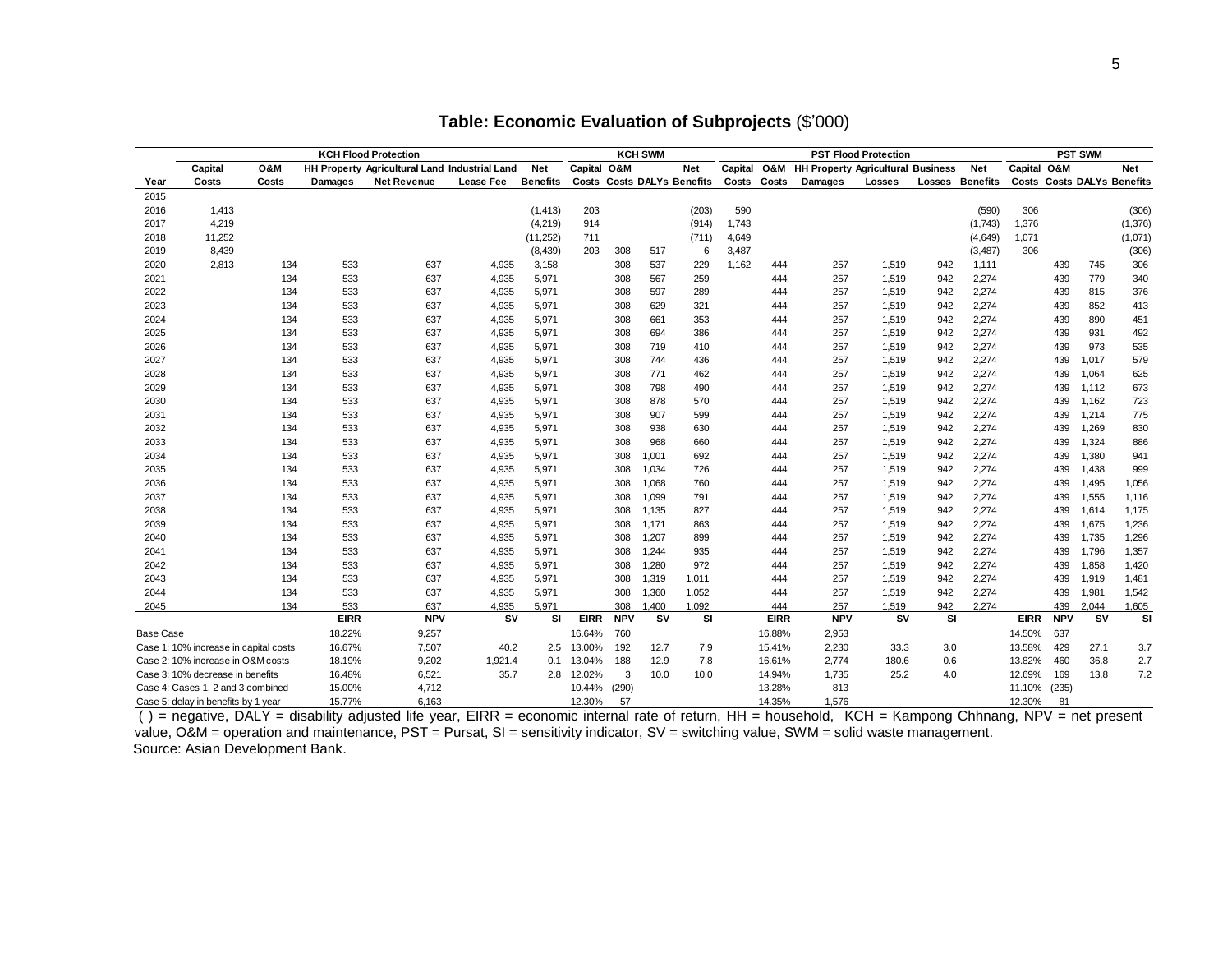## Table: Economic Evaluation of Subprojects ($'000)

| | KCH Flood Protection | | | | | | KCH SWM | | | | PST Flood Protection | | | | | | PST SWM | | | |
|---|---|---|---|---|---|---|---|---|---|---|---|---|---|---|---|---|---|---|---|---|
| Year | Capital Costs | O&M Costs | HH Property Damages | Agricultural Land Net Revenue | Industrial Land Lease Fee | Net Benefits | Capital Costs | O&M Costs | DALYs | Net Benefits | Capital Costs | O&M Costs | HH Property Damages | Agricultural Losses | Business Losses | Net Benefits | Capital Costs | O&M Costs | DALYs | Net Benefits |
| 2015 | | | | | | | | | | | | | | | | | | | | |
| 2016 | 1,413 | | | | | (1,413) | 203 | | | (203) | 590 | | | | | (590) | 306 | | | (306) |
| 2017 | 4,219 | | | | | (4,219) | 914 | | | (914) | 1,743 | | | | | (1,743) | 1,376 | | | (1,376) |
| 2018 | 11,252 | | | | | (11,252) | 711 | | | (711) | 4,649 | | | | | (4,649) | 1,071 | | | (1,071) |
| 2019 | 8,439 | | | | | (8,439) | 203 | 308 | 517 | 6 | 3,487 | | | | | (3,487) | 306 | | | (306) |
| 2020 | 2,813 | 134 | 533 | 637 | 4,935 | 3,158 | | 308 | 537 | 229 | 1,162 | 444 | 257 | 1,519 | 942 | 1,111 | | 439 | 745 | 306 |
| 2021 | | 134 | 533 | 637 | 4,935 | 5,971 | | 308 | 567 | 259 | | 444 | 257 | 1,519 | 942 | 2,274 | | 439 | 779 | 340 |
| 2022 | | 134 | 533 | 637 | 4,935 | 5,971 | | 308 | 597 | 289 | | 444 | 257 | 1,519 | 942 | 2,274 | | 439 | 815 | 376 |
| 2023 | | 134 | 533 | 637 | 4,935 | 5,971 | | 308 | 629 | 321 | | 444 | 257 | 1,519 | 942 | 2,274 | | 439 | 852 | 413 |
| 2024 | | 134 | 533 | 637 | 4,935 | 5,971 | | 308 | 661 | 353 | | 444 | 257 | 1,519 | 942 | 2,274 | | 439 | 890 | 451 |
| 2025 | | 134 | 533 | 637 | 4,935 | 5,971 | | 308 | 694 | 386 | | 444 | 257 | 1,519 | 942 | 2,274 | | 439 | 931 | 492 |
| 2026 | | 134 | 533 | 637 | 4,935 | 5,971 | | 308 | 719 | 410 | | 444 | 257 | 1,519 | 942 | 2,274 | | 439 | 973 | 535 |
| 2027 | | 134 | 533 | 637 | 4,935 | 5,971 | | 308 | 744 | 436 | | 444 | 257 | 1,519 | 942 | 2,274 | | 439 | 1,017 | 579 |
| 2028 | | 134 | 533 | 637 | 4,935 | 5,971 | | 308 | 771 | 462 | | 444 | 257 | 1,519 | 942 | 2,274 | | 439 | 1,064 | 625 |
| 2029 | | 134 | 533 | 637 | 4,935 | 5,971 | | 308 | 798 | 490 | | 444 | 257 | 1,519 | 942 | 2,274 | | 439 | 1,112 | 673 |
| 2030 | | 134 | 533 | 637 | 4,935 | 5,971 | | 308 | 878 | 570 | | 444 | 257 | 1,519 | 942 | 2,274 | | 439 | 1,162 | 723 |
| 2031 | | 134 | 533 | 637 | 4,935 | 5,971 | | 308 | 907 | 599 | | 444 | 257 | 1,519 | 942 | 2,274 | | 439 | 1,214 | 775 |
| 2032 | | 134 | 533 | 637 | 4,935 | 5,971 | | 308 | 938 | 630 | | 444 | 257 | 1,519 | 942 | 2,274 | | 439 | 1,269 | 830 |
| 2033 | | 134 | 533 | 637 | 4,935 | 5,971 | | 308 | 968 | 660 | | 444 | 257 | 1,519 | 942 | 2,274 | | 439 | 1,324 | 886 |
| 2034 | | 134 | 533 | 637 | 4,935 | 5,971 | | 308 | 1,001 | 692 | | 444 | 257 | 1,519 | 942 | 2,274 | | 439 | 1,380 | 941 |
| 2035 | | 134 | 533 | 637 | 4,935 | 5,971 | | 308 | 1,034 | 726 | | 444 | 257 | 1,519 | 942 | 2,274 | | 439 | 1,438 | 999 |
| 2036 | | 134 | 533 | 637 | 4,935 | 5,971 | | 308 | 1,068 | 760 | | 444 | 257 | 1,519 | 942 | 2,274 | | 439 | 1,495 | 1,056 |
| 2037 | | 134 | 533 | 637 | 4,935 | 5,971 | | 308 | 1,099 | 791 | | 444 | 257 | 1,519 | 942 | 2,274 | | 439 | 1,555 | 1,116 |
| 2038 | | 134 | 533 | 637 | 4,935 | 5,971 | | 308 | 1,135 | 827 | | 444 | 257 | 1,519 | 942 | 2,274 | | 439 | 1,614 | 1,175 |
| 2039 | | 134 | 533 | 637 | 4,935 | 5,971 | | 308 | 1,171 | 863 | | 444 | 257 | 1,519 | 942 | 2,274 | | 439 | 1,675 | 1,236 |
| 2040 | | 134 | 533 | 637 | 4,935 | 5,971 | | 308 | 1,207 | 899 | | 444 | 257 | 1,519 | 942 | 2,274 | | 439 | 1,735 | 1,296 |
| 2041 | | 134 | 533 | 637 | 4,935 | 5,971 | | 308 | 1,244 | 935 | | 444 | 257 | 1,519 | 942 | 2,274 | | 439 | 1,796 | 1,357 |
| 2042 | | 134 | 533 | 637 | 4,935 | 5,971 | | 308 | 1,280 | 972 | | 444 | 257 | 1,519 | 942 | 2,274 | | 439 | 1,858 | 1,420 |
| 2043 | | 134 | 533 | 637 | 4,935 | 5,971 | | 308 | 1,319 | 1,011 | | 444 | 257 | 1,519 | 942 | 2,274 | | 439 | 1,919 | 1,481 |
| 2044 | | 134 | 533 | 637 | 4,935 | 5,971 | | 308 | 1,360 | 1,052 | | 444 | 257 | 1,519 | 942 | 2,274 | | 439 | 1,981 | 1,542 |
| 2045 | | 134 | 533 | 637 | 4,935 | 5,971 | | 308 | 1,400 | 1,092 | | 444 | 257 | 1,519 | 942 | 2,274 | | 439 | 2,044 | 1,605 |
| | | | **EIRR** | **NPV** | **SV** | **SI** | **EIRR** | **NPV** | **SV** | **SI** | | **EIRR** | **NPV** | **SV** | **SI** | | **EIRR** | **NPV** | **SV** | **SI** |
| Base Case | | | 18.22% | 9,257 | | | 16.64% | 760 | | | | 16.88% | 2,953 | | | | 14.50% | 637 | | |
| Case 1: 10% increase in capital costs | | | 16.67% | 7,507 | 40.2 | 2.5 | 13.00% | 192 | 12.7 | 7.9 | | 15.41% | 2,230 | 33.3 | 3.0 | | 13.58% | 429 | 27.1 | 3.7 |
| Case 2: 10% increase in O&M costs | | | 18.19% | 9,202 | 1,921.4 | 0.1 | 13.04% | 188 | 12.9 | 7.8 | | 16.61% | 2,774 | 180.6 | 0.6 | | 13.82% | 460 | 36.8 | 2.7 |
| Case 3: 10% decrease in benefits | | | 16.48% | 6,521 | 35.7 | 2.8 | 12.02% | 3 | 10.0 | 10.0 | | 14.94% | 1,735 | 25.2 | 4.0 | | 12.69% | 169 | 13.8 | 7.2 |
| Case 4: Cases 1, 2 and 3 combined | | | 15.00% | 4,712 | | | 10.44% | (290) | | | | 13.28% | 813 | | | | 11.10% | (235) | | |
| Case 5: delay in benefits by 1 year | | | 15.77% | 6,163 | | | 12.30% | 57 | | | | 14.35% | 1,576 | | | | 12.30% | 81 | | |

( ) = negative, DALY = disability adjusted life year, EIRR = economic internal rate of return, HH = household, KCH = Kampong Chhnang, NPV = net present value, O&M = operation and maintenance, PST = Pursat, SI = sensitivity indicator, SV = switching value, SWM = solid waste management.
Source: Asian Development Bank.